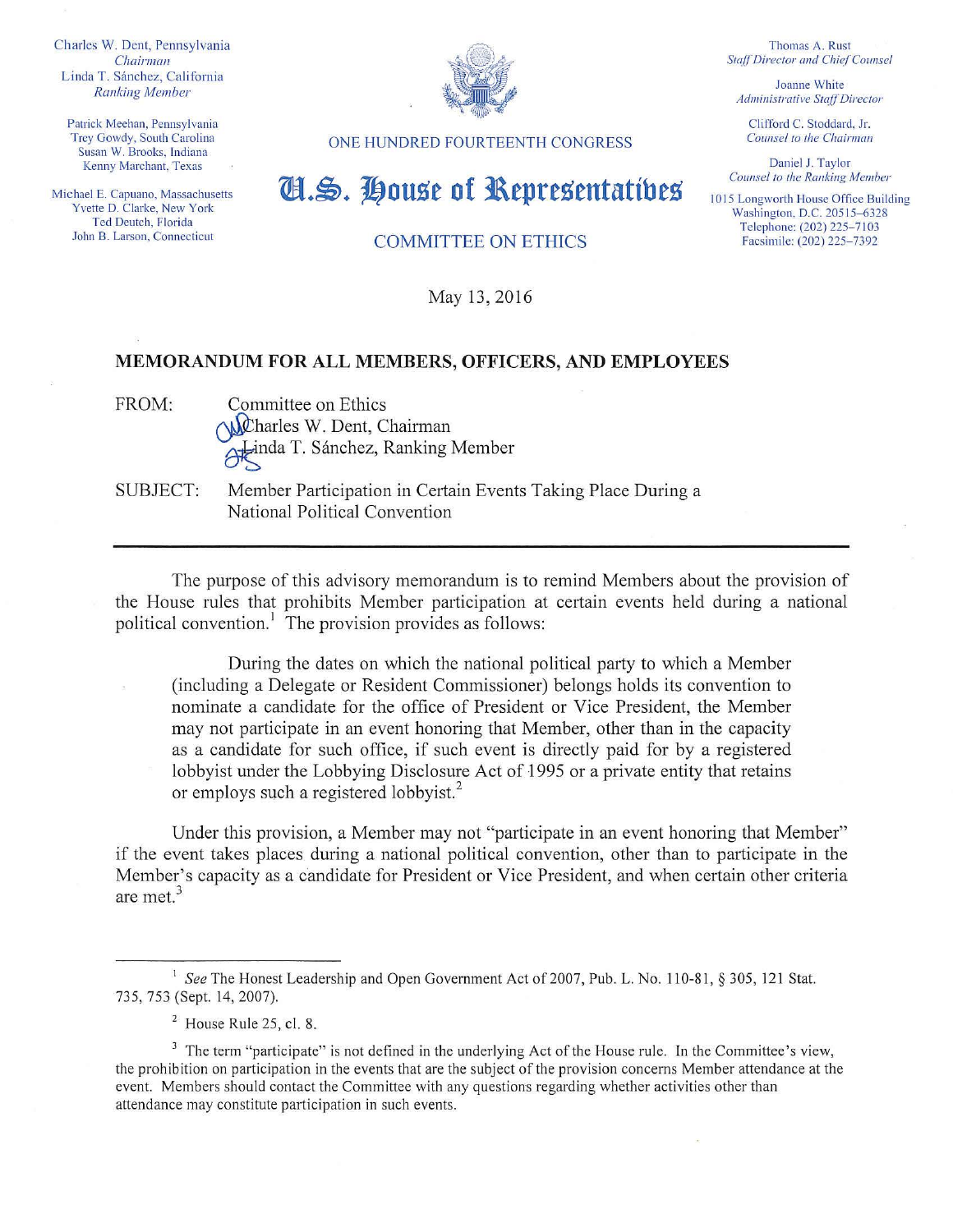Charles W. Dent, Pennsylvania
*Chairman*
Linda T. Sánchez, California
*Ranking Member*

Patrick Meehan, Pennsylvania
Trey Gowdy, South Carolina
Susan W. Brooks, Indiana
Kenny Marchant, Texas

Michael E. Capuano, Massachusetts
Yvette D. Clarke, New York
Ted Deutch, Florida
John B. Larson, Connecticut

ONE HUNDRED FOURTEENTH CONGRESS

# U.S. House of Representatives

COMMITTEE ON ETHICS

Thomas A. Rust
*Staff Director and Chief Counsel*

Joanne White
*Administrative Staff Director*

Clifford C. Stoddard, Jr.
*Counsel to the Chairman*

Daniel J. Taylor
*Counsel to the Ranking Member*

1015 Longworth House Office Building
Washington, D.C. 20515–6328
Telephone: (202) 225–7103
Facsimile: (202) 225–7392

May 13, 2016

## MEMORANDUM FOR ALL MEMBERS, OFFICERS, AND EMPLOYEES

FROM: Committee on Ethics
Charles W. Dent, Chairman
Linda T. Sánchez, Ranking Member

SUBJECT: Member Participation in Certain Events Taking Place During a National Political Convention

---

The purpose of this advisory memorandum is to remind Members about the provision of the House rules that prohibits Member participation at certain events held during a national political convention.[1] The provision provides as follows:

> During the dates on which the national political party to which a Member (including a Delegate or Resident Commissioner) belongs holds its convention to nominate a candidate for the office of President or Vice President, the Member may not participate in an event honoring that Member, other than in the capacity as a candidate for such office, if such event is directly paid for by a registered lobbyist under the Lobbying Disclosure Act of 1995 or a private entity that retains or employs such a registered lobbyist.[2]

Under this provision, a Member may not "participate in an event honoring that Member" if the event takes places during a national political convention, other than to participate in the Member's capacity as a candidate for President or Vice President, and when certain other criteria are met.[3]

---

[1] *See* The Honest Leadership and Open Government Act of 2007, Pub. L. No. 110-81, § 305, 121 Stat. 735, 753 (Sept. 14, 2007).

[2] House Rule 25, cl. 8.

[3] The term "participate" is not defined in the underlying Act of the House rule. In the Committee's view, the prohibition on participation in the events that are the subject of the provision concerns Member attendance at the event. Members should contact the Committee with any questions regarding whether activities other than attendance may constitute participation in such events.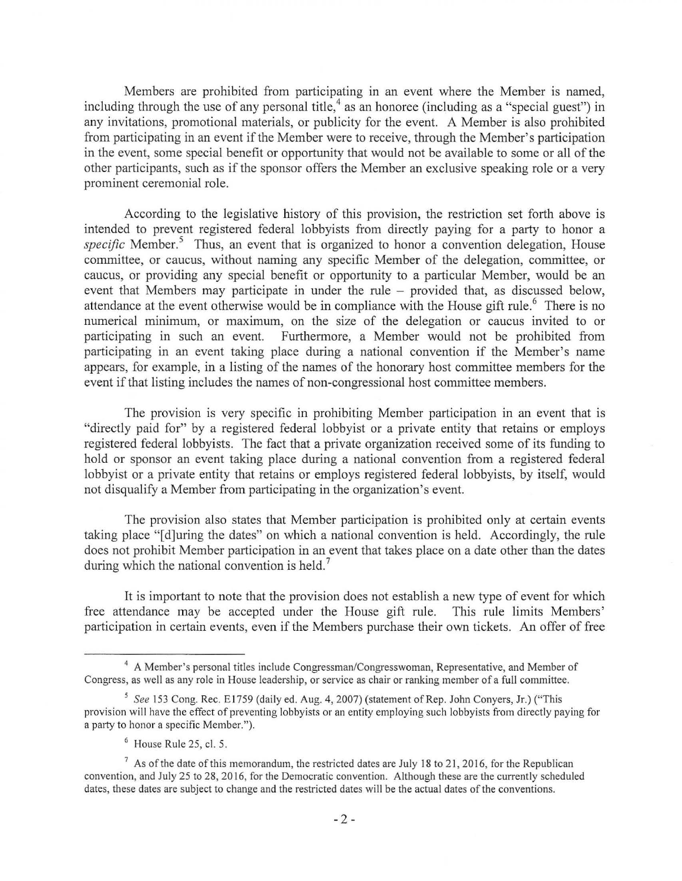Members are prohibited from participating in an event where the Member is named, including through the use of any personal title,[4] as an honoree (including as a "special guest") in any invitations, promotional materials, or publicity for the event. A Member is also prohibited from participating in an event if the Member were to receive, through the Member's participation in the event, some special benefit or opportunity that would not be available to some or all of the other participants, such as if the sponsor offers the Member an exclusive speaking role or a very prominent ceremonial role.

According to the legislative history of this provision, the restriction set forth above is intended to prevent registered federal lobbyists from directly paying for a party to honor a *specific* Member.[5] Thus, an event that is organized to honor a convention delegation, House committee, or caucus, without naming any specific Member of the delegation, committee, or caucus, or providing any special benefit or opportunity to a particular Member, would be an event that Members may participate in under the rule – provided that, as discussed below, attendance at the event otherwise would be in compliance with the House gift rule.[6] There is no numerical minimum, or maximum, on the size of the delegation or caucus invited to or participating in such an event. Furthermore, a Member would not be prohibited from participating in an event taking place during a national convention if the Member's name appears, for example, in a listing of the names of the honorary host committee members for the event if that listing includes the names of non-congressional host committee members.

The provision is very specific in prohibiting Member participation in an event that is "directly paid for" by a registered federal lobbyist or a private entity that retains or employs registered federal lobbyists. The fact that a private organization received some of its funding to hold or sponsor an event taking place during a national convention from a registered federal lobbyist or a private entity that retains or employs registered federal lobbyists, by itself, would not disqualify a Member from participating in the organization's event.

The provision also states that Member participation is prohibited only at certain events taking place "[d]uring the dates" on which a national convention is held. Accordingly, the rule does not prohibit Member participation in an event that takes place on a date other than the dates during which the national convention is held.[7]

It is important to note that the provision does not establish a new type of event for which free attendance may be accepted under the House gift rule. This rule limits Members' participation in certain events, even if the Members purchase their own tickets. An offer of free

---

[4] A Member's personal titles include Congressman/Congresswoman, Representative, and Member of Congress, as well as any role in House leadership, or service as chair or ranking member of a full committee.

[5] *See* 153 Cong. Rec. E1759 (daily ed. Aug. 4, 2007) (statement of Rep. John Conyers, Jr.) ("This provision will have the effect of preventing lobbyists or an entity employing such lobbyists from directly paying for a party to honor a specific Member.").

[6] House Rule 25, cl. 5.

[7] As of the date of this memorandum, the restricted dates are July 18 to 21, 2016, for the Republican convention, and July 25 to 28, 2016, for the Democratic convention. Although these are the currently scheduled dates, these dates are subject to change and the restricted dates will be the actual dates of the conventions.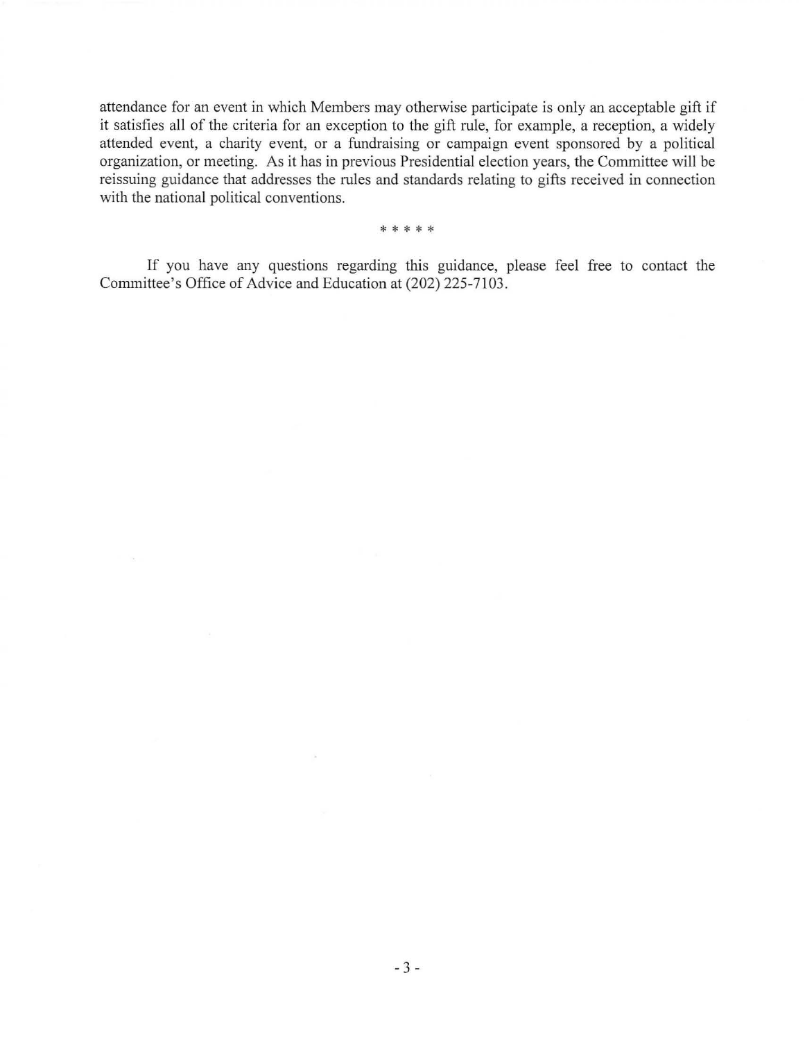attendance for an event in which Members may otherwise participate is only an acceptable gift if it satisfies all of the criteria for an exception to the gift rule, for example, a reception, a widely attended event, a charity event, or a fundraising or campaign event sponsored by a political organization, or meeting. As it has in previous Presidential election years, the Committee will be reissuing guidance that addresses the rules and standards relating to gifts received in connection with the national political conventions.

\* \* \* \* \*

If you have any questions regarding this guidance, please feel free to contact the Committee's Office of Advice and Education at (202) 225-7103.